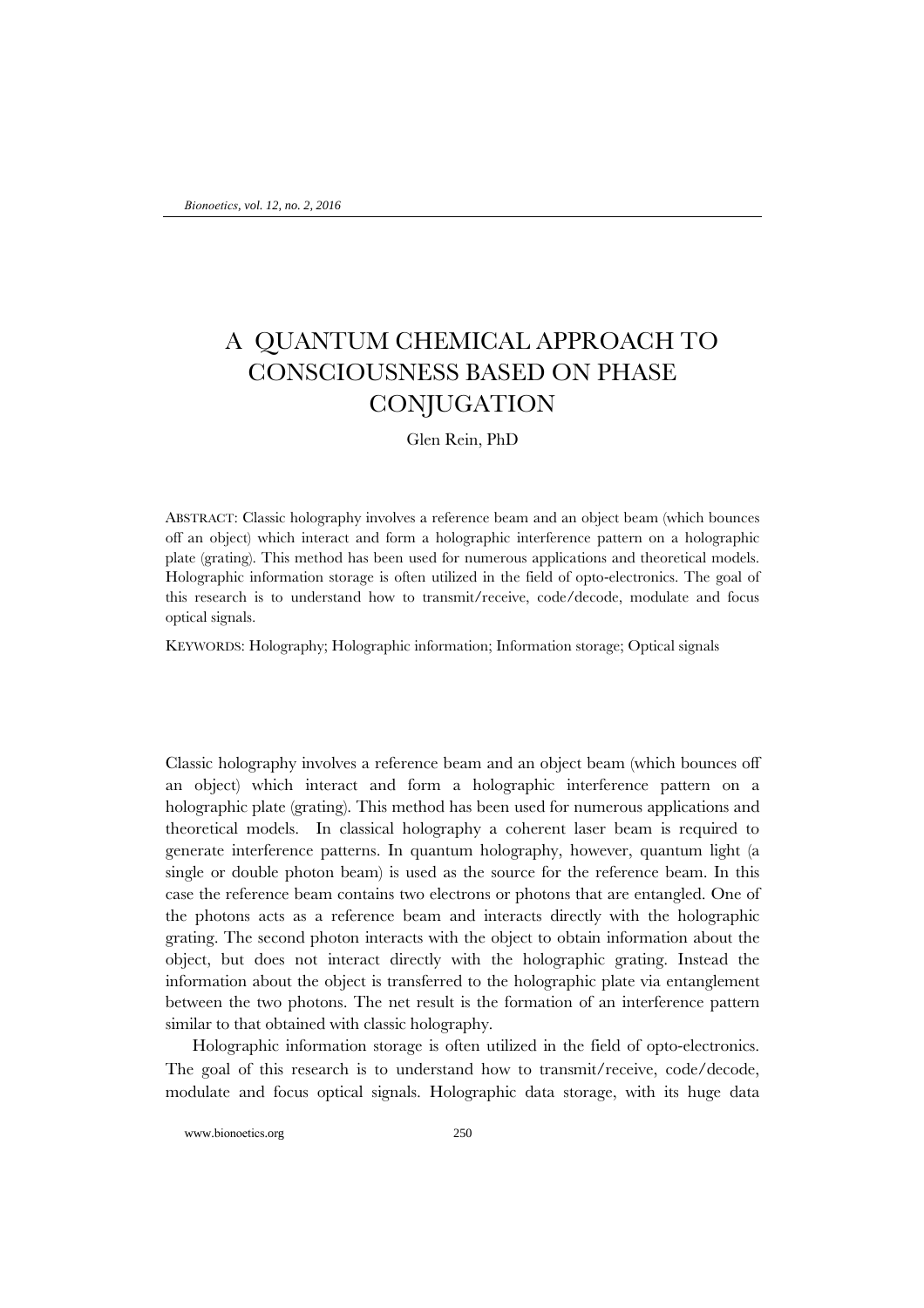# A QUANTUM CHEMICAL APPROACH TO CONSCIOUSNESS BASED ON PHASE CONJUGATION

Glen Rein, PhD

ABSTRACT: Classic holography involves a reference beam and an object beam (which bounces off an object) which interact and form a holographic interference pattern on a holographic plate (grating). This method has been used for numerous applications and theoretical models. Holographic information storage is often utilized in the field of opto-electronics. The goal of this research is to understand how to transmit/receive, code/decode, modulate and focus optical signals.

KEYWORDS: Holography; Holographic information; Information storage; Optical signals

Classic holography involves a reference beam and an object beam (which bounces off an object) which interact and form a holographic interference pattern on a holographic plate (grating). This method has been used for numerous applications and theoretical models. In classical holography a coherent laser beam is required to generate interference patterns. In quantum holography, however, quantum light (a single or double photon beam) is used as the source for the reference beam. In this case the reference beam contains two electrons or photons that are entangled. One of the photons acts as a reference beam and interacts directly with the holographic grating. The second photon interacts with the object to obtain information about the object, but does not interact directly with the holographic grating. Instead the information about the object is transferred to the holographic plate via entanglement between the two photons. The net result is the formation of an interference pattern similar to that obtained with classic holography.

Holographic information storage is often utilized in the field of opto-electronics. The goal of this research is to understand how to transmit/receive, code/decode, modulate and focus optical signals. Holographic data storage, with its huge data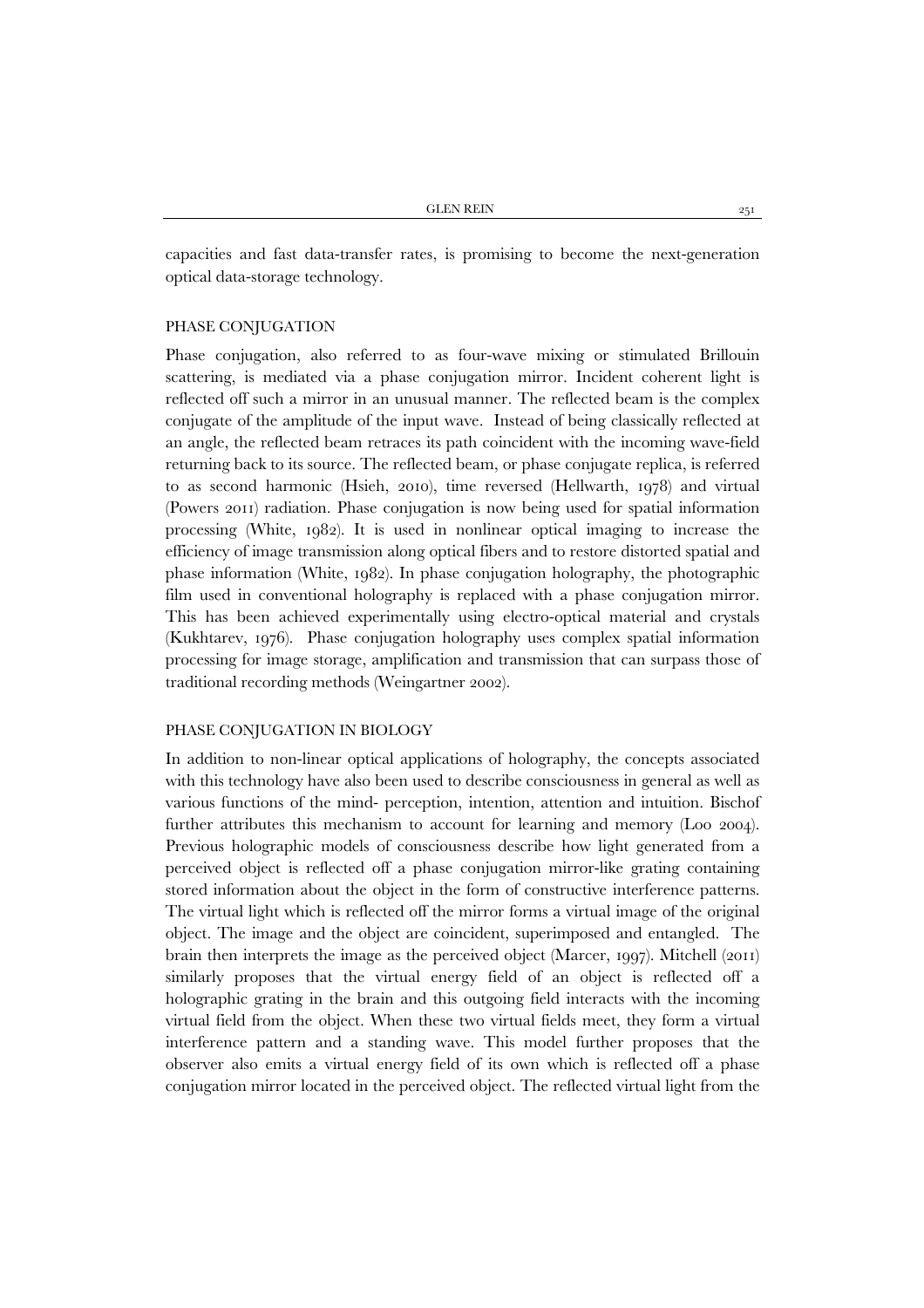capacities and fast data-transfer rates, is promising to become the next-generation optical data-storage technology.

## PHASE CONJUGATION

Phase conjugation, also referred to as four-wave mixing or stimulated Brillouin scattering, is mediated via a phase conjugation mirror. Incident coherent light is reflected off such a mirror in an unusual manner. The reflected beam is the complex conjugate of the amplitude of the input wave. Instead of being classically reflected at an angle, the reflected beam retraces its path coincident with the incoming wave-field returning back to its source. The reflected beam, or phase conjugate replica, is referred to as second harmonic (Hsieh, 2010), time reversed (Hellwarth, 1978) and virtual (Powers 2011) radiation. Phase conjugation is now being used for spatial information processing (White, 1982). It is used in nonlinear optical imaging to increase the efficiency of image transmission along optical fibers and to restore distorted spatial and phase information (White, 1982). In phase conjugation holography, the photographic film used in conventional holography is replaced with a phase conjugation mirror. This has been achieved experimentally using electro-optical material and crystals (Kukhtarev, 1976). Phase conjugation holography uses complex spatial information processing for image storage, amplification and transmission that can surpass those of traditional recording methods (Weingartner 2002).

## PHASE CONJUGATION IN BIOLOGY

In addition to non-linear optical applications of holography, the concepts associated with this technology have also been used to describe consciousness in general as well as various functions of the mind- perception, intention, attention and intuition. Bischof further attributes this mechanism to account for learning and memory (Loo 2004). Previous holographic models of consciousness describe how light generated from a perceived object is reflected off a phase conjugation mirror-like grating containing stored information about the object in the form of constructive interference patterns. The virtual light which is reflected off the mirror forms a virtual image of the original object. The image and the object are coincident, superimposed and entangled. The brain then interprets the image as the perceived object (Marcer, 1997). Mitchell (2011) similarly proposes that the virtual energy field of an object is reflected off a holographic grating in the brain and this outgoing field interacts with the incoming virtual field from the object. When these two virtual fields meet, they form a virtual interference pattern and a standing wave. This model further proposes that the observer also emits a virtual energy field of its own which is reflected off a phase conjugation mirror located in the perceived object. The reflected virtual light from the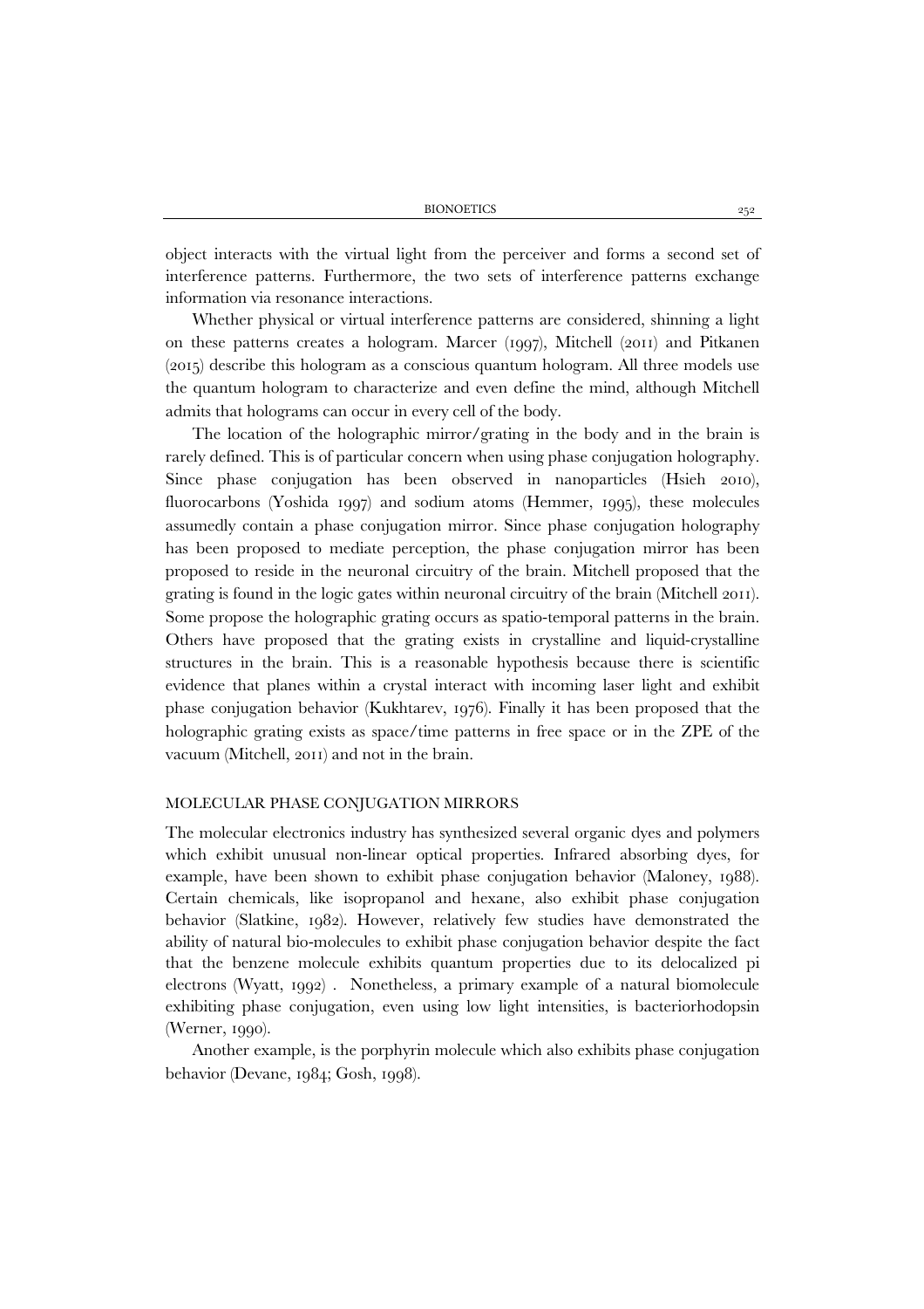object interacts with the virtual light from the perceiver and forms a second set of interference patterns. Furthermore, the two sets of interference patterns exchange information via resonance interactions.

Whether physical or virtual interference patterns are considered, shinning a light on these patterns creates a hologram. Marcer (1997), Mitchell (2011) and Pitkanen (2015) describe this hologram as a conscious quantum hologram. All three models use the quantum hologram to characterize and even define the mind, although Mitchell admits that holograms can occur in every cell of the body.

The location of the holographic mirror/grating in the body and in the brain is rarely defined. This is of particular concern when using phase conjugation holography. Since phase conjugation has been observed in nanoparticles (Hsieh 2010), fluorocarbons (Yoshida 1997) and sodium atoms (Hemmer, 1995), these molecules assumedly contain a phase conjugation mirror. Since phase conjugation holography has been proposed to mediate perception, the phase conjugation mirror has been proposed to reside in the neuronal circuitry of the brain. Mitchell proposed that the grating is found in the logic gates within neuronal circuitry of the brain (Mitchell 2011). Some propose the holographic grating occurs as spatio-temporal patterns in the brain. Others have proposed that the grating exists in crystalline and liquid-crystalline structures in the brain. This is a reasonable hypothesis because there is scientific evidence that planes within a crystal interact with incoming laser light and exhibit phase conjugation behavior (Kukhtarev, 1976). Finally it has been proposed that the holographic grating exists as space/time patterns in free space or in the ZPE of the vacuum (Mitchell, 2011) and not in the brain.

## MOLECULAR PHASE CONJUGATION MIRRORS

The molecular electronics industry has synthesized several organic dyes and polymers which exhibit unusual non-linear optical properties. Infrared absorbing dyes, for example, have been shown to exhibit phase conjugation behavior (Maloney, 1988). Certain chemicals, like isopropanol and hexane, also exhibit phase conjugation behavior (Slatkine, 1982). However, relatively few studies have demonstrated the ability of natural bio-molecules to exhibit phase conjugation behavior despite the fact that the benzene molecule exhibits quantum properties due to its delocalized pi electrons (Wyatt, 1992) . Nonetheless, a primary example of a natural biomolecule exhibiting phase conjugation, even using low light intensities, is bacteriorhodopsin (Werner, 1990).

Another example, is the porphyrin molecule which also exhibits phase conjugation behavior (Devane, 1984; Gosh, 1998).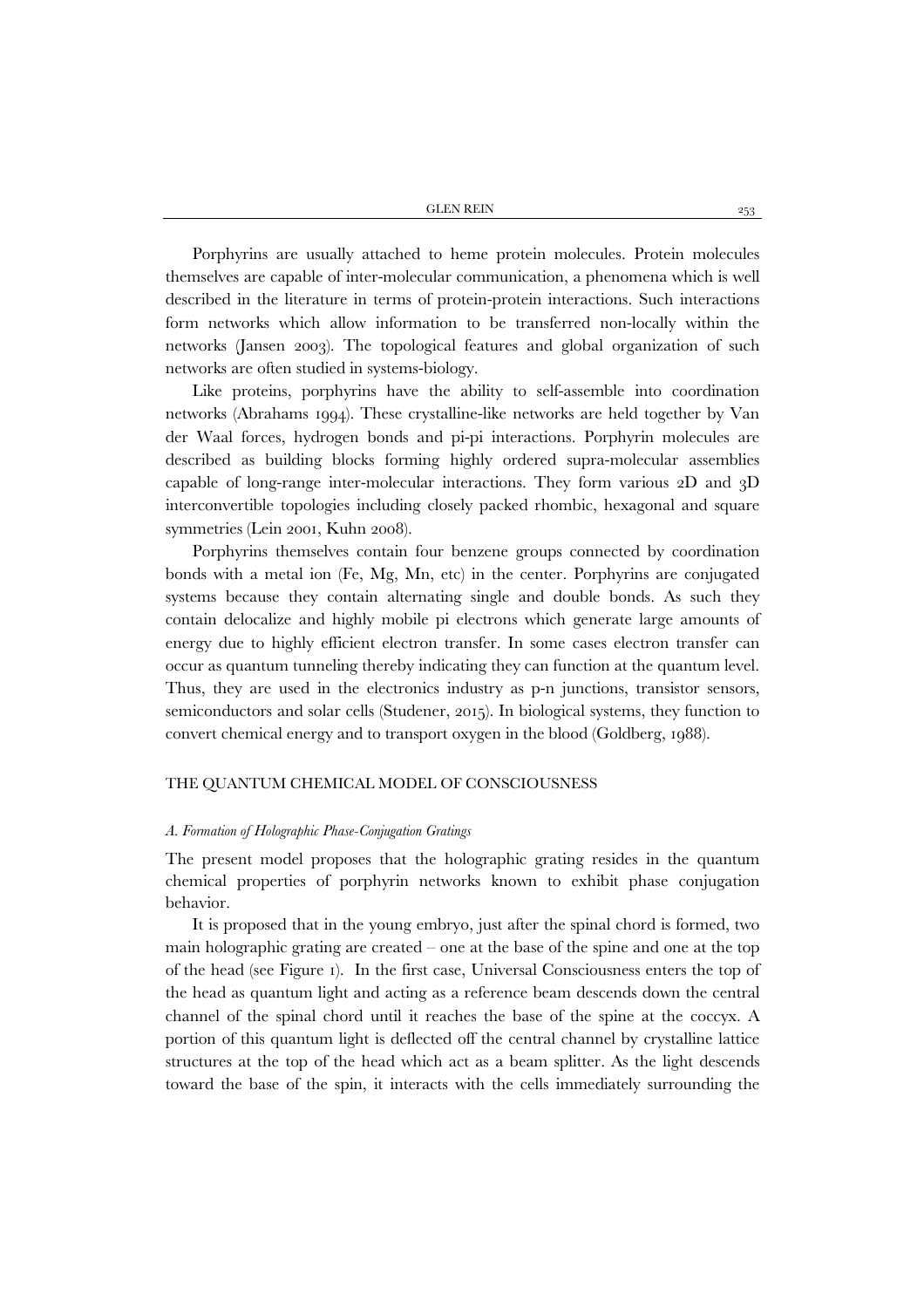Porphyrins are usually attached to heme protein molecules. Protein molecules themselves are capable of inter-molecular communication, a phenomena which is well described in the literature in terms of protein-protein interactions. Such interactions form networks which allow information to be transferred non-locally within the networks (Jansen 2003). The topological features and global organization of such networks are often studied in systems-biology.

Like proteins, porphyrins have the ability to self-assemble into coordination networks (Abrahams 1994). These crystalline-like networks are held together by Van der Waal forces, hydrogen bonds and pi-pi interactions. Porphyrin molecules are described as building blocks forming highly ordered supra-molecular assemblies capable of long-range inter-molecular interactions. They form various 2D and 3D interconvertible topologies including closely packed rhombic, hexagonal and square symmetries (Lein 2001, Kuhn 2008).

Porphyrins themselves contain four benzene groups connected by coordination bonds with a metal ion (Fe, Mg, Mn, etc) in the center. Porphyrins are conjugated systems because they contain alternating single and double bonds. As such they contain delocalize and highly mobile pi electrons which generate large amounts of energy due to highly efficient electron transfer. In some cases electron transfer can occur as quantum tunneling thereby indicating they can function at the quantum level. Thus, they are used in the electronics industry as p-n junctions, transistor sensors, semiconductors and solar cells (Studener, 2015). In biological systems, they function to convert chemical energy and to transport oxygen in the blood (Goldberg, 1988).

## THE QUANTUM CHEMICAL MODEL OF CONSCIOUSNESS

### *A. Formation of Holographic Phase-Conjugation Gratings*

The present model proposes that the holographic grating resides in the quantum chemical properties of porphyrin networks known to exhibit phase conjugation behavior.

It is proposed that in the young embryo, just after the spinal chord is formed, two main holographic grating are created – one at the base of the spine and one at the top of the head (see Figure 1). In the first case, Universal Consciousness enters the top of the head as quantum light and acting as a reference beam descends down the central channel of the spinal chord until it reaches the base of the spine at the coccyx. A portion of this quantum light is deflected off the central channel by crystalline lattice structures at the top of the head which act as a beam splitter. As the light descends toward the base of the spin, it interacts with the cells immediately surrounding the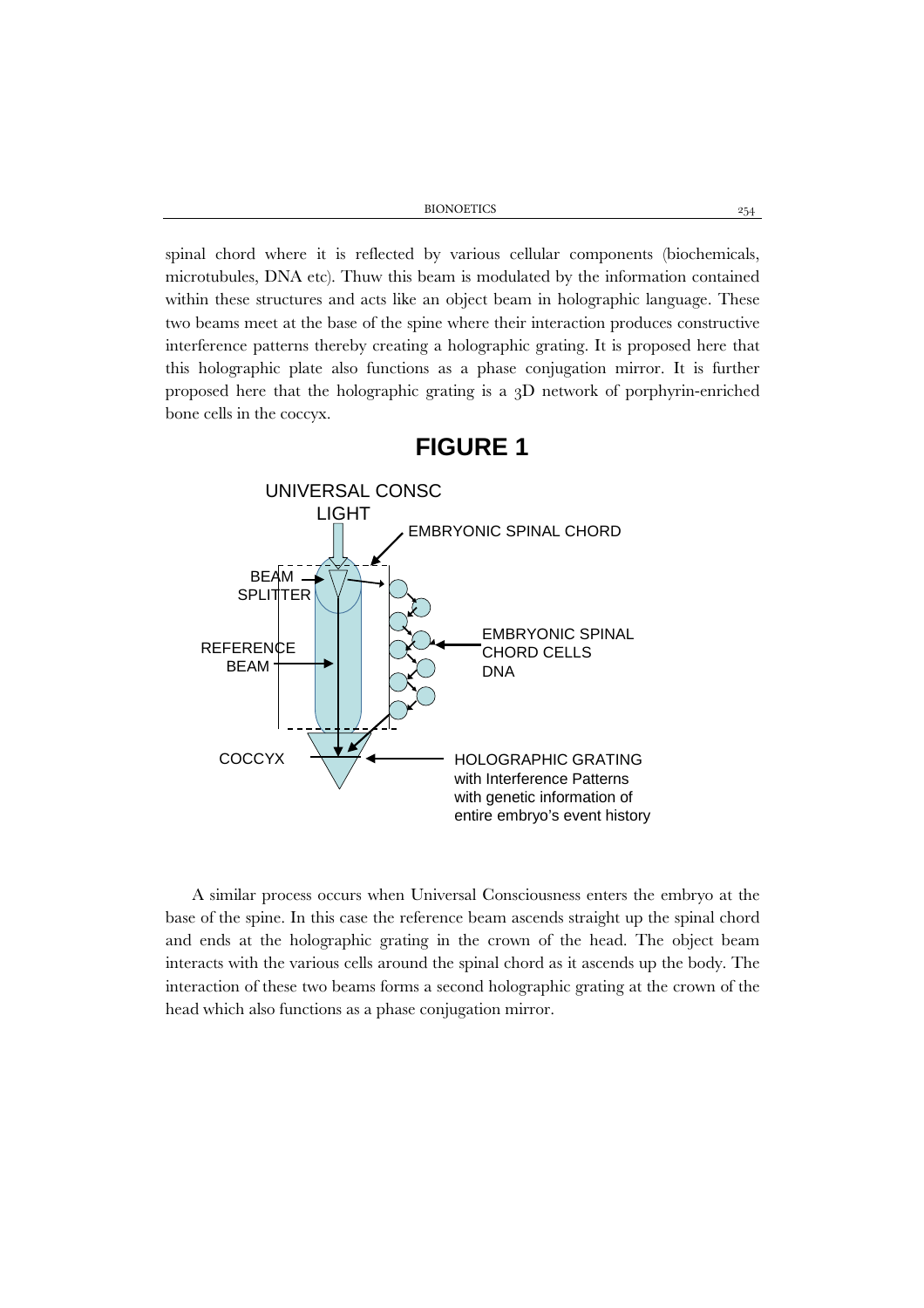spinal chord where it is reflected by various cellular components (biochemicals, microtubules, DNA etc). Thuw this beam is modulated by the information contained within these structures and acts like an object beam in holographic language. These two beams meet at the base of the spine where their interaction produces constructive interference patterns thereby creating a holographic grating. It is proposed here that this holographic plate also functions as a phase conjugation mirror. It is further proposed here that the holographic grating is a 3D network of porphyrin-enriched bone cells in the coccyx.

## FIGURE 1

UNIVERSAL CONSC LIGHT

EMBRYONIC SPINAL CHORD

BEAM SPLITTER

REFERENCE BEAM

EMBRYONIC SPINAL CHORD CELLS DNA

COCCYX

HOLOGRAPHIC GRATING with Interference Patterns with genetic information of entire embryo's event history

A similar process occurs when Universal Consciousness enters the embryo at the base of the spine. In this case the reference beam ascends straight up the spinal chord and ends at the holographic grating in the crown of the head. The object beam interacts with the various cells around the spinal chord as it ascends up the body. The interaction of these two beams forms a second holographic grating at the crown of the head which also functions as a phase conjugation mirror.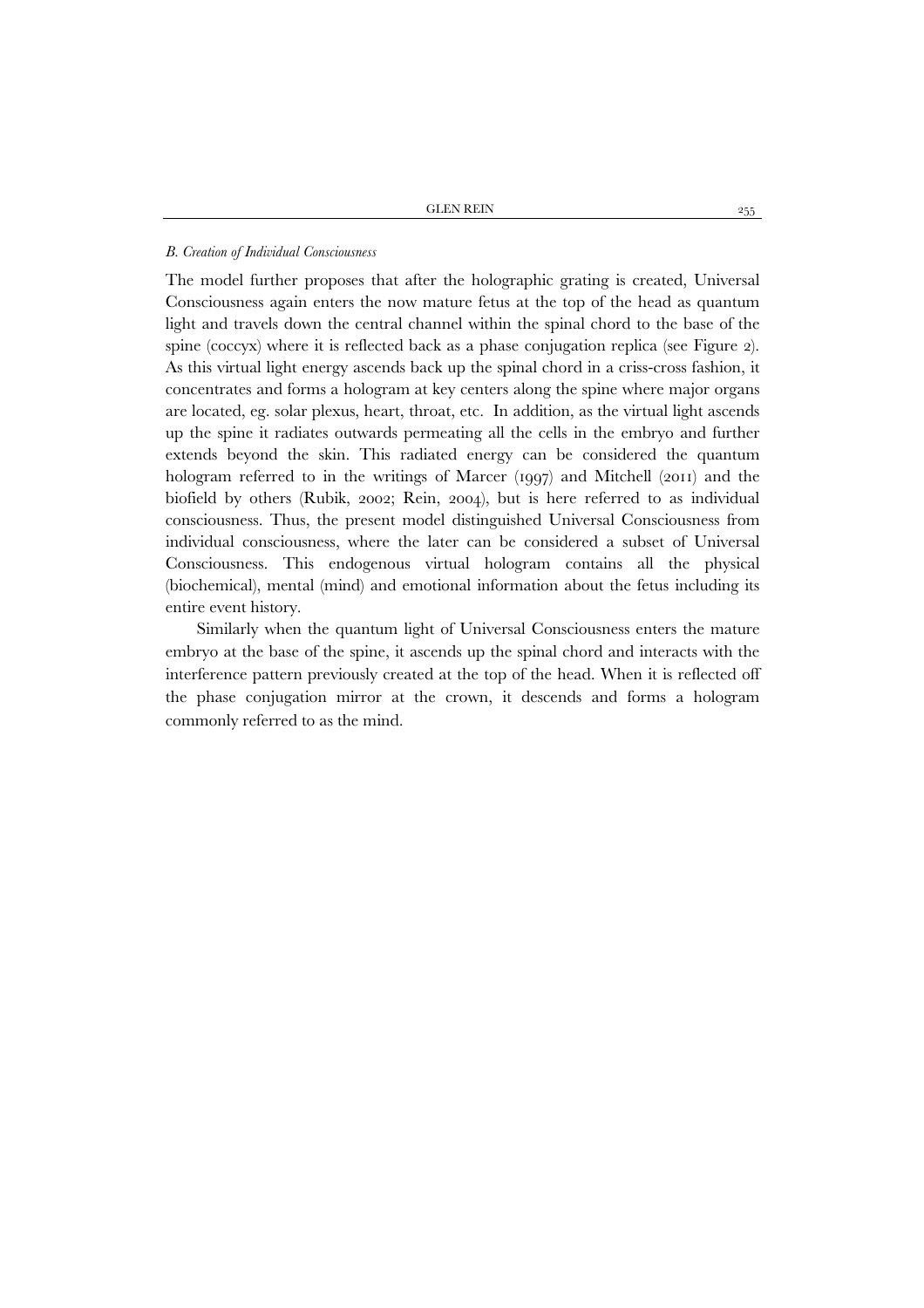### *B. Creation of Individual Consciousness*

The model further proposes that after the holographic grating is created, Universal Consciousness again enters the now mature fetus at the top of the head as quantum light and travels down the central channel within the spinal chord to the base of the spine (coccyx) where it is reflected back as a phase conjugation replica (see Figure 2). As this virtual light energy ascends back up the spinal chord in a criss-cross fashion, it concentrates and forms a hologram at key centers along the spine where major organs are located, eg. solar plexus, heart, throat, etc. In addition, as the virtual light ascends up the spine it radiates outwards permeating all the cells in the embryo and further extends beyond the skin. This radiated energy can be considered the quantum hologram referred to in the writings of Marcer (1997) and Mitchell (2011) and the biofield by others (Rubik, 2002; Rein, 2004), but is here referred to as individual consciousness. Thus, the present model distinguished Universal Consciousness from individual consciousness, where the later can be considered a subset of Universal Consciousness. This endogenous virtual hologram contains all the physical (biochemical), mental (mind) and emotional information about the fetus including its entire event history.

Similarly when the quantum light of Universal Consciousness enters the mature embryo at the base of the spine, it ascends up the spinal chord and interacts with the interference pattern previously created at the top of the head. When it is reflected off the phase conjugation mirror at the crown, it descends and forms a hologram commonly referred to as the mind.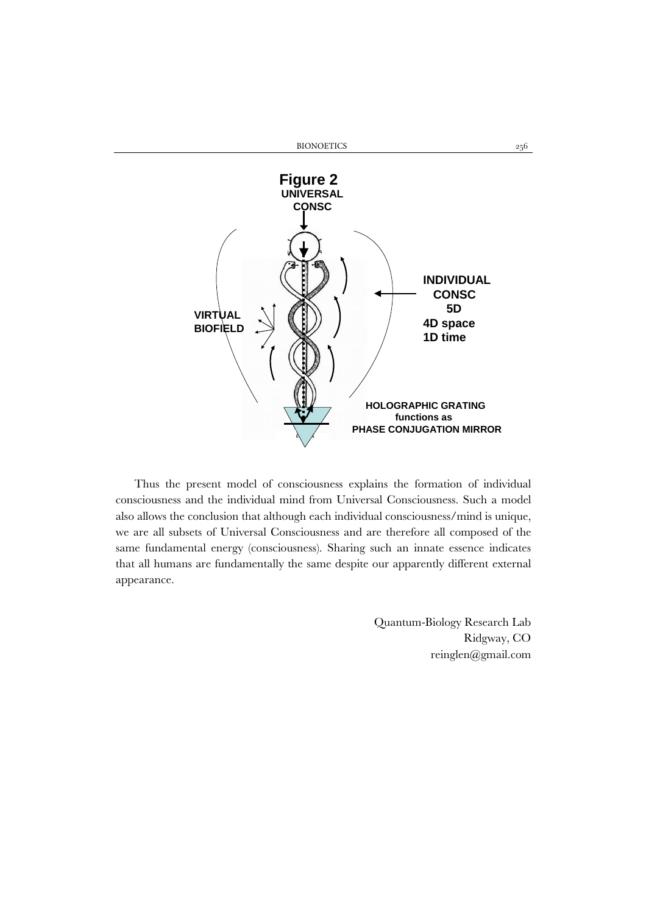**Figure 2**

UNIVERSAL CONSC

VIRTUAL BIOFIELD

INDIVIDUAL CONSC 5D 4D space 1D time

HOLOGRAPHIC GRATING functions as PHASE CONJUGATION MIRROR

Thus the present model of consciousness explains the formation of individual consciousness and the individual mind from Universal Consciousness. Such a model also allows the conclusion that although each individual consciousness/mind is unique, we are all subsets of Universal Consciousness and are therefore all composed of the same fundamental energy (consciousness). Sharing such an innate essence indicates that all humans are fundamentally the same despite our apparently different external appearance.

Quantum-Biology Research Lab
Ridgway, CO
reinglen@gmail.com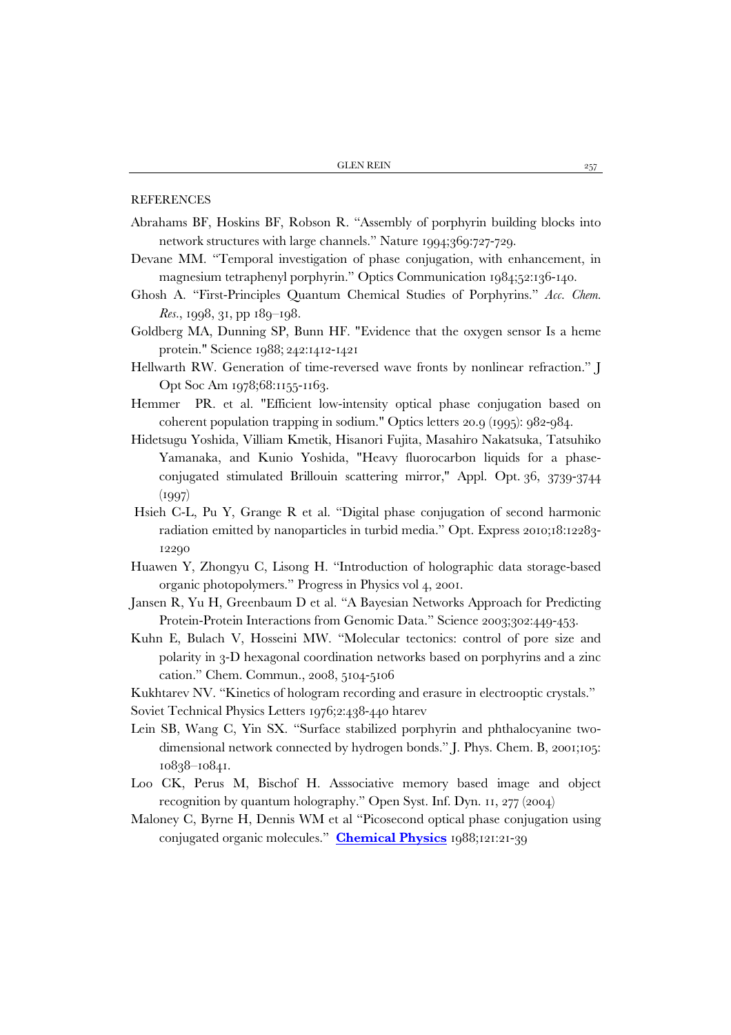REFERENCES

Abrahams BF, Hoskins BF, Robson R. "Assembly of porphyrin building blocks into network structures with large channels." Nature 1994;369:727-729.

Devane MM. "Temporal investigation of phase conjugation, with enhancement, in magnesium tetraphenyl porphyrin." Optics Communication 1984;52:136-140.

Ghosh A. "First-Principles Quantum Chemical Studies of Porphyrins." *Acc. Chem. Res.*, 1998, 31, pp 189–198.

Goldberg MA, Dunning SP, Bunn HF. "Evidence that the oxygen sensor Is a heme protein." Science 1988; 242:1412-1421

Hellwarth RW. Generation of time-reversed wave fronts by nonlinear refraction." J Opt Soc Am 1978;68:1155-1163.

Hemmer PR. et al. "Efficient low-intensity optical phase conjugation based on coherent population trapping in sodium." Optics letters 20.9 (1995): 982-984.

Hidetsugu Yoshida, Villiam Kmetik, Hisanori Fujita, Masahiro Nakatsuka, Tatsuhiko Yamanaka, and Kunio Yoshida, "Heavy fluorocarbon liquids for a phase-conjugated stimulated Brillouin scattering mirror," Appl. Opt. 36, 3739-3744 (1997)

Hsieh C-L, Pu Y, Grange R et al. "Digital phase conjugation of second harmonic radiation emitted by nanoparticles in turbid media." Opt. Express 2010;18:12283-12290

Huawen Y, Zhongyu C, Lisong H. "Introduction of holographic data storage-based organic photopolymers." Progress in Physics vol 4, 2001.

Jansen R, Yu H, Greenbaum D et al. "A Bayesian Networks Approach for Predicting Protein-Protein Interactions from Genomic Data." Science 2003;302:449-453.

Kuhn E, Bulach V, Hosseini MW. "Molecular tectonics: control of pore size and polarity in 3-D hexagonal coordination networks based on porphyrins and a zinc cation." Chem. Commun., 2008, 5104-5106

Kukhtarev NV. "Kinetics of hologram recording and erasure in electrooptic crystals."
Soviet Technical Physics Letters 1976;2:438-440 htarev

Lein SB, Wang C, Yin SX. "Surface stabilized porphyrin and phthalocyanine two-dimensional network connected by hydrogen bonds." J. Phys. Chem. B, 2001;105: 10838–10841.

Loo CK, Perus M, Bischof H. Asssociative memory based image and object recognition by quantum holography." Open Syst. Inf. Dyn. 11, 277 (2004)

Maloney C, Byrne H, Dennis WM et al "Picosecond optical phase conjugation using conjugated organic molecules." **Chemical Physics** 1988;121:21-39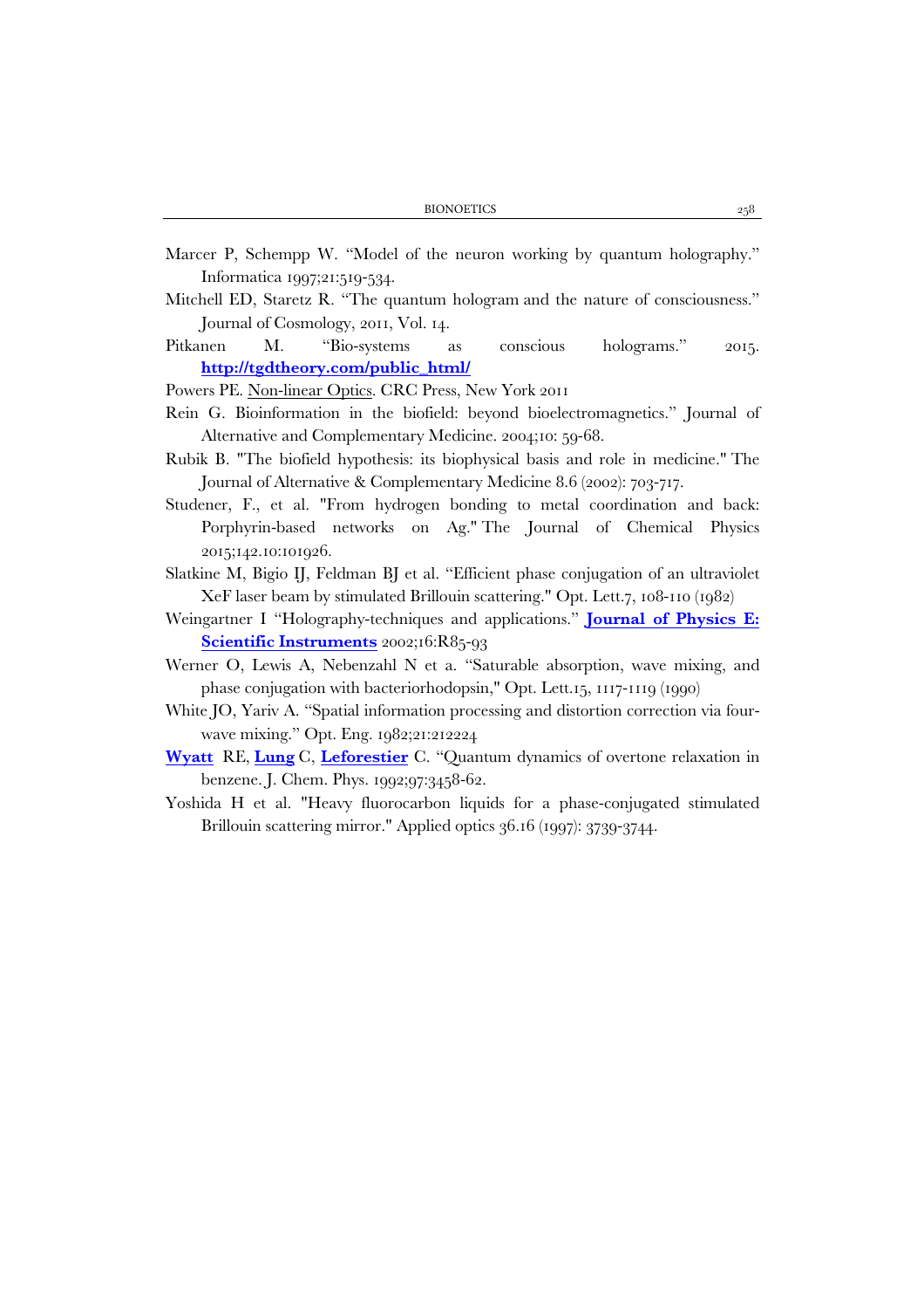Marcer P, Schempp W. "Model of the neuron working by quantum holography." Informatica 1997;21:519-534.

Mitchell ED, Staretz R. "The quantum hologram and the nature of consciousness." Journal of Cosmology, 2011, Vol. 14.

Pitkanen M. "Bio-systems as conscious holograms." 2015. **http://tgdtheory.com/public_html/**

Powers PE. Non-linear Optics. CRC Press, New York 2011

Rein G. Bioinformation in the biofield: beyond bioelectromagnetics." Journal of Alternative and Complementary Medicine. 2004;10: 59-68.

Rubik B. "The biofield hypothesis: its biophysical basis and role in medicine." The Journal of Alternative & Complementary Medicine 8.6 (2002): 703-717.

Studener, F., et al. "From hydrogen bonding to metal coordination and back: Porphyrin-based networks on Ag." The Journal of Chemical Physics 2015;142.10:101926.

Slatkine M, Bigio IJ, Feldman BJ et al. "Efficient phase conjugation of an ultraviolet XeF laser beam by stimulated Brillouin scattering." Opt. Lett.7, 108-110 (1982)

Weingartner I "Holography-techniques and applications." **Journal of Physics E: Scientific Instruments** 2002;16:R85-93

Werner O, Lewis A, Nebenzahl N et a. "Saturable absorption, wave mixing, and phase conjugation with bacteriorhodopsin," Opt. Lett.15, 1117-1119 (1990)

White JO, Yariv A. "Spatial information processing and distortion correction via four-wave mixing." Opt. Eng. 1982;21:212224

**Wyatt** RE, **Lung** C, **Leforestier** C. "Quantum dynamics of overtone relaxation in benzene. J. Chem. Phys. 1992;97:3458-62.

Yoshida H et al. "Heavy fluorocarbon liquids for a phase-conjugated stimulated Brillouin scattering mirror." Applied optics 36.16 (1997): 3739-3744.